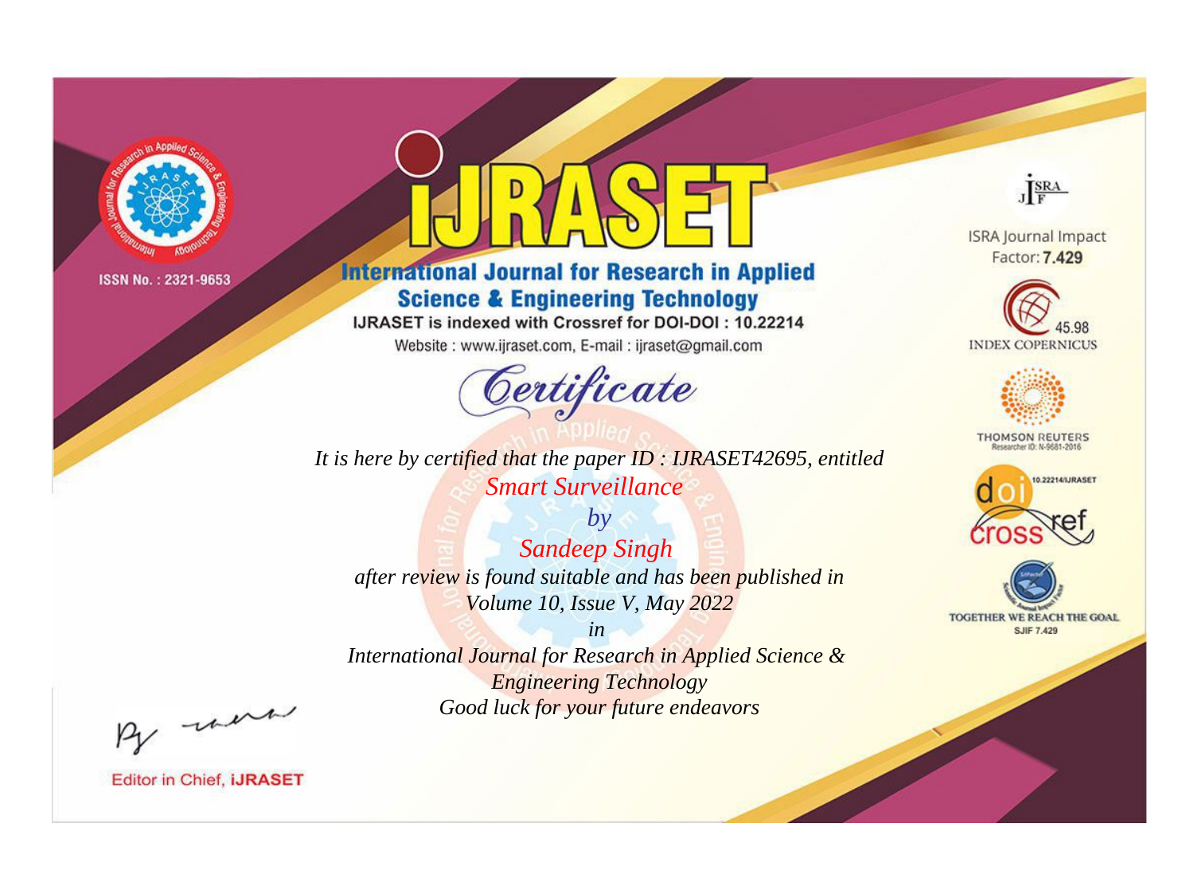ISSN No. : 2321-9653

# IJRASET

## International Journal for Research in Applied Science & Engineering Technology

IJRASET is indexed with Crossref for DOI-DOI : 10.22214

Website : www.ijraset.com, E-mail : ijraset@gmail.com

ISRA Journal Impact Factor: **7.429**

45.98 INDEX COPERNICUS

THOMSON REUTERS Researcher ID: N-9681-2016

10.22214/IJRASET

TOGETHER WE REACH THE GOAL SJIF 7.429

*Certificate*

*It is here by certified that the paper ID : IJRASET42695, entitled*

*Smart Surveillance*

*by*

*Sandeep Singh*

*after review is found suitable and has been published in*

*Volume 10, Issue V, May 2022*

*in*

*International Journal for Research in Applied Science & Engineering Technology*

*Good luck for your future endeavors*

Editor in Chief, **iJRASET**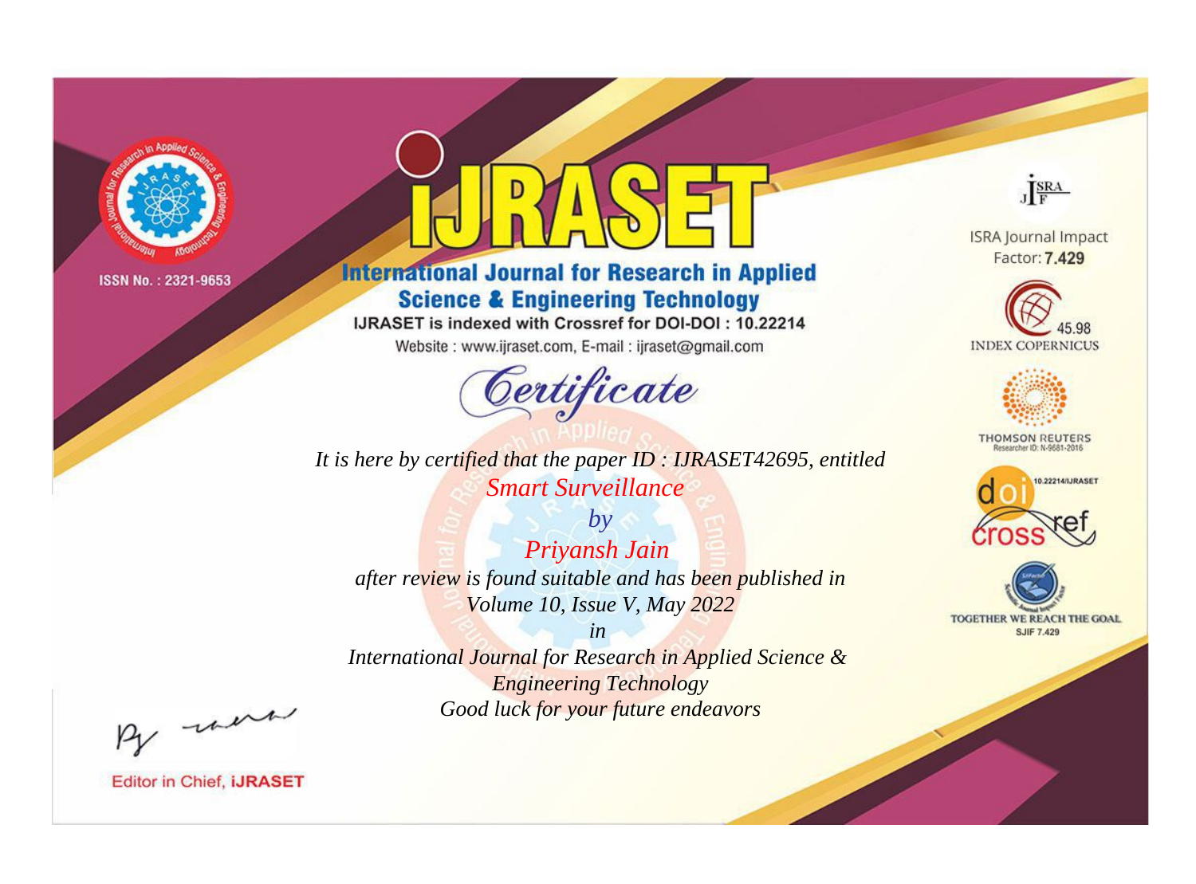ISSN No. : 2321-9653

# IJRASET

## International Journal for Research in Applied Science & Engineering Technology

IJRASET is indexed with Crossref for DOI-DOI : 10.22214

Website : www.ijraset.com, E-mail : ijraset@gmail.com

# Certificate

*It is here by certified that the paper ID : IJRASET42695, entitled*

*Smart Surveillance*

*by*

*Priyansh Jain*

*after review is found suitable and has been published in*

*Volume 10, Issue V, May 2022*

*in*

*International Journal for Research in Applied Science & Engineering Technology*

*Good luck for your future endeavors*

ISRA Journal Impact Factor: **7.429**

45.98 INDEX COPERNICUS

THOMSON REUTERS Researcher ID: N-9681-2016

10.22214/IJRASET

TOGETHER WE REACH THE GOAL SJIF 7.429

Editor in Chief, **iJRASET**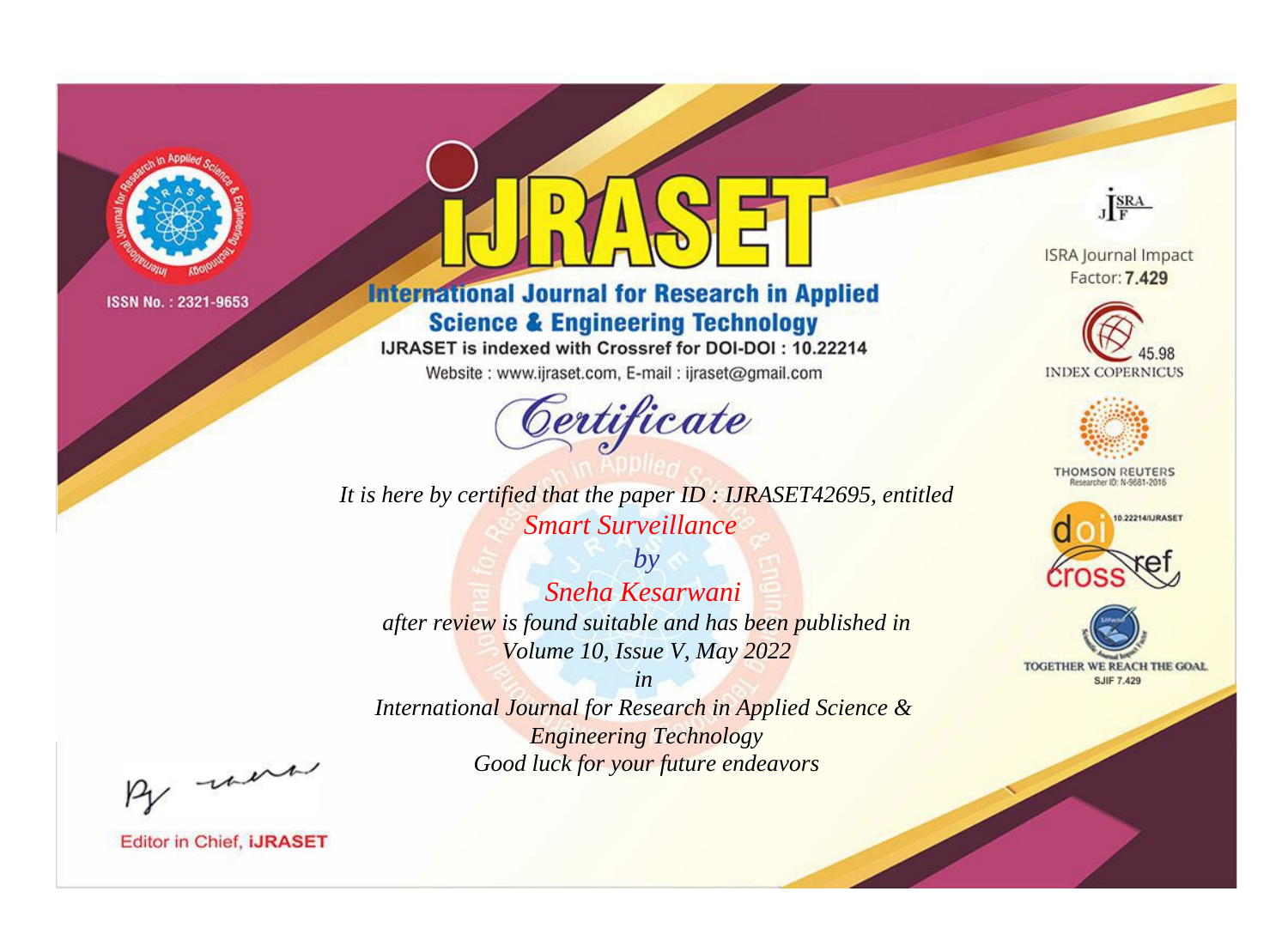ISSN No. : 2321-9653

# iJRASET

## International Journal for Research in Applied Science & Engineering Technology

IJRASET is indexed with Crossref for DOI-DOI : 10.22214

Website : www.ijraset.com, E-mail : ijraset@gmail.com

*Certificate*

*It is here by certified that the paper ID : IJRASET42695, entitled*

*Smart Surveillance*

*by*

*Sneha Kesarwani*

*after review is found suitable and has been published in*

*Volume 10, Issue V, May 2022*

*in*

*International Journal for Research in Applied Science & Engineering Technology*

*Good luck for your future endeavors*

ISRA Journal Impact Factor: **7.429**

45.98 INDEX COPERNICUS

THOMSON REUTERS Researcher ID: N-9681-2016

10.22214/IJRASET

TOGETHER WE REACH THE GOAL SJIF 7.429

Editor in Chief, **iJRASET**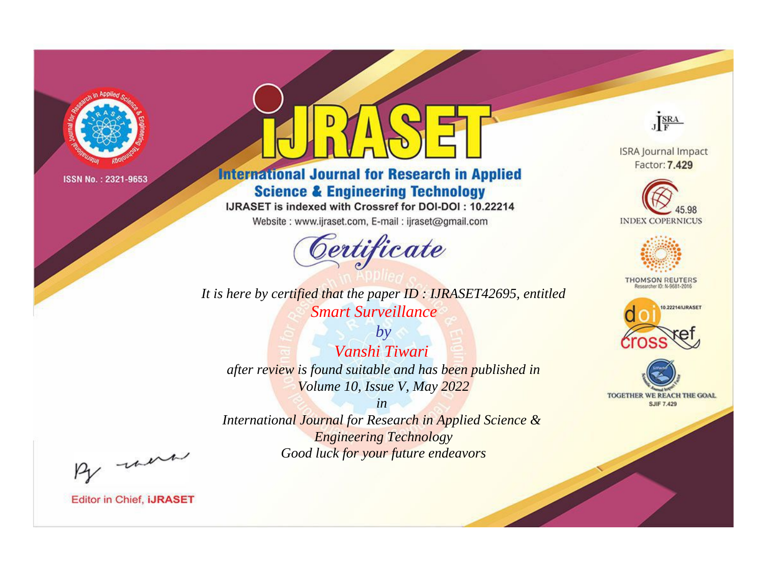ISSN No. : 2321-9653

# iJRASET

## International Journal for Research in Applied Science & Engineering Technology

IJRASET is indexed with Crossref for DOI-DOI : 10.22214

Website : www.ijraset.com, E-mail : ijraset@gmail.com

ISRA Journal Impact Factor: **7.429**

45.98 INDEX COPERNICUS

THOMSON REUTERS Researcher ID: N-9681-2016

10.22214/IJRASET

TOGETHER WE REACH THE GOAL SJIF 7.429

*Certificate*

*It is here by certified that the paper ID : IJRASET42695, entitled*

*Smart Surveillance*

*by*

*Vanshi Tiwari*

*after review is found suitable and has been published in*

*Volume 10, Issue V, May 2022*

*in*

*International Journal for Research in Applied Science & Engineering Technology*

*Good luck for your future endeavors*

Editor in Chief, **iJRASET**